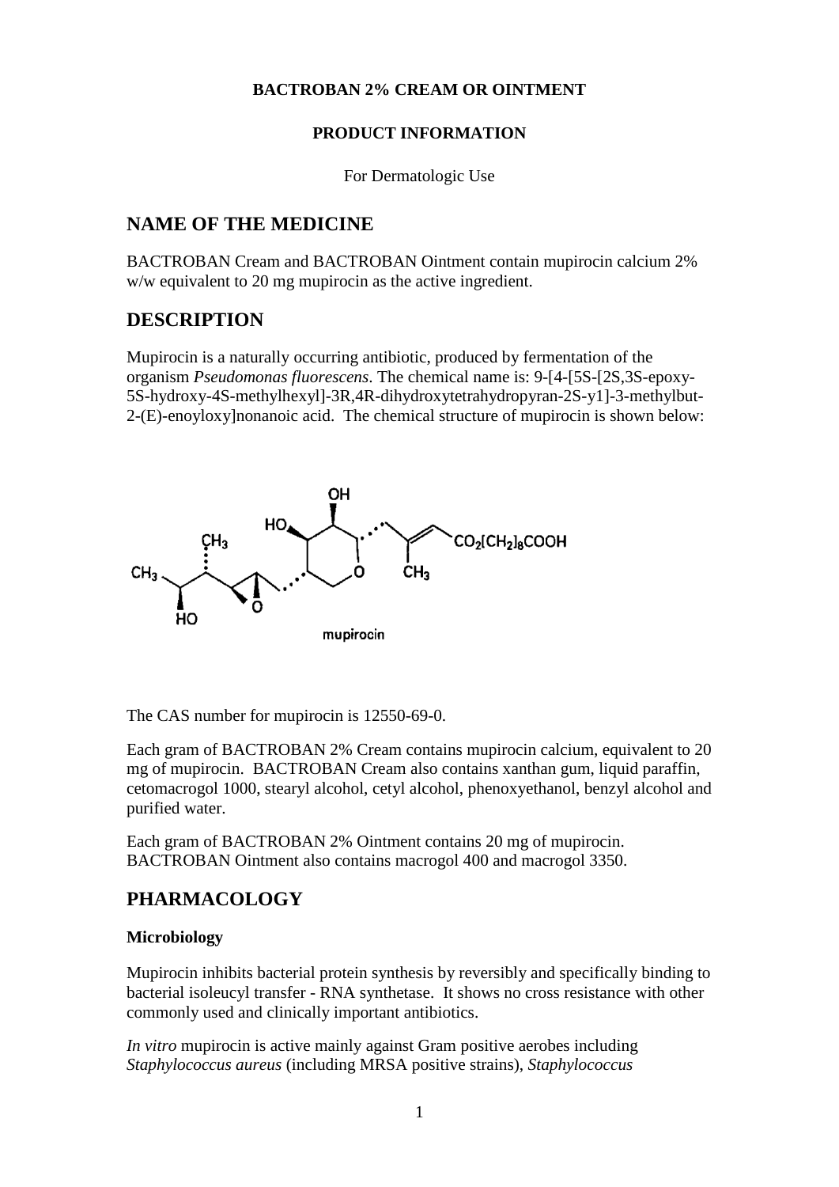**BACTROBAN 2% CREAM OR OINTMENT**

**PRODUCT INFORMATION**

For Dermatologic Use

## NAME OF THE MEDICINE

BACTROBAN Cream and BACTROBAN Ointment contain mupirocin calcium 2% w/w equivalent to 20 mg mupirocin as the active ingredient.

## DESCRIPTION

Mupirocin is a naturally occurring antibiotic, produced by fermentation of the organism *Pseudomonas fluorescens*. The chemical name is: 9-[4-[5S-[2S,3S-epoxy-5S-hydroxy-4S-methylhexyl]-3R,4R-dihydroxytetrahydropyran-2S-y1]-3-methylbut-2-(E)-enoyloxy]nonanoic acid. The chemical structure of mupirocin is shown below:

mupirocin

The CAS number for mupirocin is 12550-69-0.

Each gram of BACTROBAN 2% Cream contains mupirocin calcium, equivalent to 20 mg of mupirocin. BACTROBAN Cream also contains xanthan gum, liquid paraffin, cetomacrogol 1000, stearyl alcohol, cetyl alcohol, phenoxyethanol, benzyl alcohol and purified water.

Each gram of BACTROBAN 2% Ointment contains 20 mg of mupirocin. BACTROBAN Ointment also contains macrogol 400 and macrogol 3350.

## PHARMACOLOGY

### Microbiology

Mupirocin inhibits bacterial protein synthesis by reversibly and specifically binding to bacterial isoleucyl transfer - RNA synthetase. It shows no cross resistance with other commonly used and clinically important antibiotics.

*In vitro* mupirocin is active mainly against Gram positive aerobes including *Staphylococcus aureus* (including MRSA positive strains), *Staphylococcus*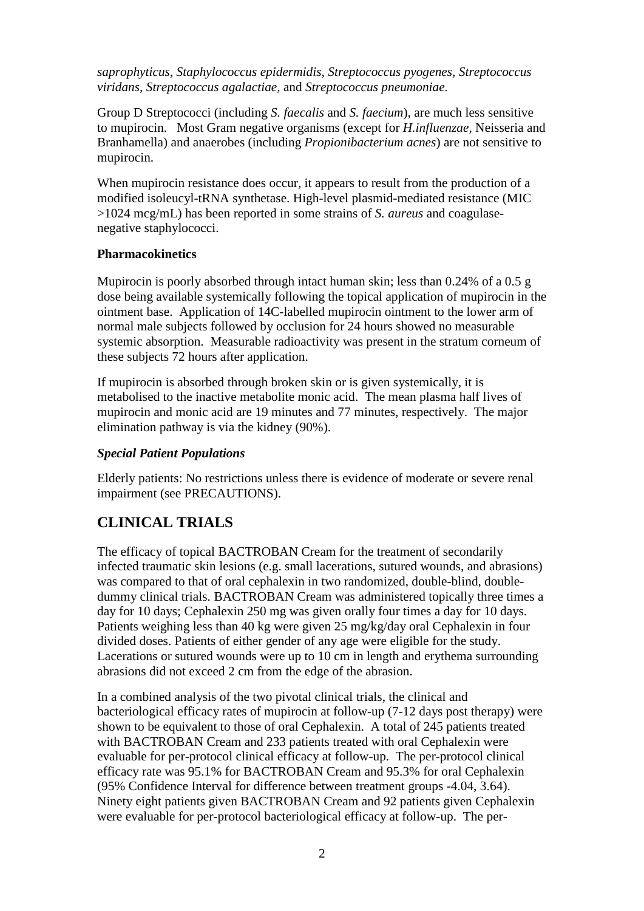*saprophyticus, Staphylococcus epidermidis, Streptococcus pyogenes, Streptococcus viridans, Streptococcus agalactiae,* and *Streptococcus pneumoniae.*

Group D Streptococci (including *S. faecalis* and *S. faecium*), are much less sensitive to mupirocin. Most Gram negative organisms (except for *H.influenzae*, Neisseria and Branhamella) and anaerobes (including *Propionibacterium acnes*) are not sensitive to mupirocin.

When mupirocin resistance does occur, it appears to result from the production of a modified isoleucyl-tRNA synthetase. High-level plasmid-mediated resistance (MIC >1024 mcg/mL) has been reported in some strains of *S. aureus* and coagulase-negative staphylococci.

**Pharmacokinetics**

Mupirocin is poorly absorbed through intact human skin; less than 0.24% of a 0.5 g dose being available systemically following the topical application of mupirocin in the ointment base. Application of 14C-labelled mupirocin ointment to the lower arm of normal male subjects followed by occlusion for 24 hours showed no measurable systemic absorption. Measurable radioactivity was present in the stratum corneum of these subjects 72 hours after application.

If mupirocin is absorbed through broken skin or is given systemically, it is metabolised to the inactive metabolite monic acid. The mean plasma half lives of mupirocin and monic acid are 19 minutes and 77 minutes, respectively. The major elimination pathway is via the kidney (90%).

***Special Patient Populations***

Elderly patients: No restrictions unless there is evidence of moderate or severe renal impairment (see PRECAUTIONS).

## CLINICAL TRIALS

The efficacy of topical BACTROBAN Cream for the treatment of secondarily infected traumatic skin lesions (e.g. small lacerations, sutured wounds, and abrasions) was compared to that of oral cephalexin in two randomized, double-blind, double-dummy clinical trials. BACTROBAN Cream was administered topically three times a day for 10 days; Cephalexin 250 mg was given orally four times a day for 10 days. Patients weighing less than 40 kg were given 25 mg/kg/day oral Cephalexin in four divided doses. Patients of either gender of any age were eligible for the study. Lacerations or sutured wounds were up to 10 cm in length and erythema surrounding abrasions did not exceed 2 cm from the edge of the abrasion.

In a combined analysis of the two pivotal clinical trials, the clinical and bacteriological efficacy rates of mupirocin at follow-up (7-12 days post therapy) were shown to be equivalent to those of oral Cephalexin. A total of 245 patients treated with BACTROBAN Cream and 233 patients treated with oral Cephalexin were evaluable for per-protocol clinical efficacy at follow-up. The per-protocol clinical efficacy rate was 95.1% for BACTROBAN Cream and 95.3% for oral Cephalexin (95% Confidence Interval for difference between treatment groups -4.04, 3.64). Ninety eight patients given BACTROBAN Cream and 92 patients given Cephalexin were evaluable for per-protocol bacteriological efficacy at follow-up. The per-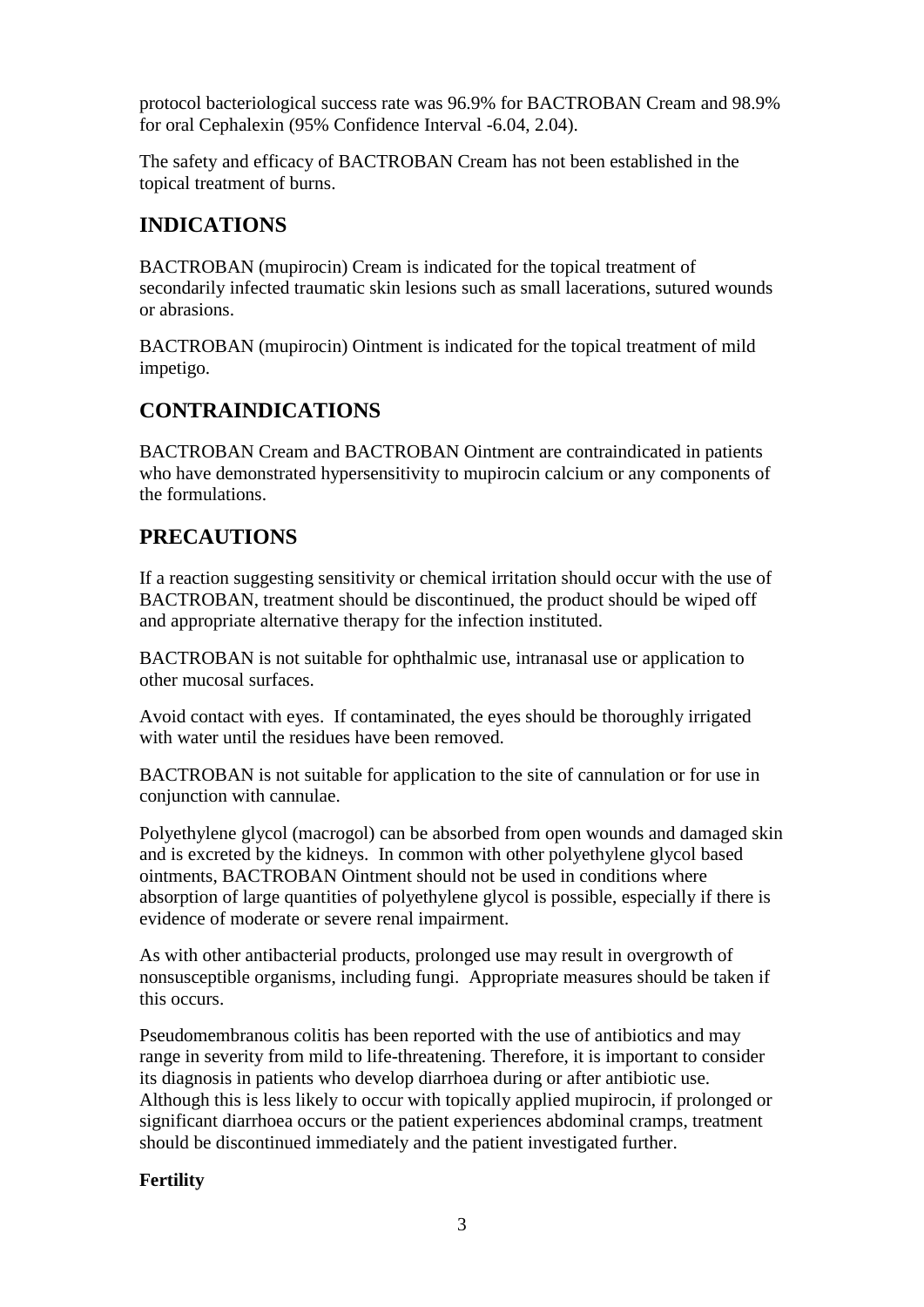protocol bacteriological success rate was 96.9% for BACTROBAN Cream and 98.9% for oral Cephalexin (95% Confidence Interval -6.04, 2.04).

The safety and efficacy of BACTROBAN Cream has not been established in the topical treatment of burns.

## INDICATIONS

BACTROBAN (mupirocin) Cream is indicated for the topical treatment of secondarily infected traumatic skin lesions such as small lacerations, sutured wounds or abrasions.

BACTROBAN (mupirocin) Ointment is indicated for the topical treatment of mild impetigo.

## CONTRAINDICATIONS

BACTROBAN Cream and BACTROBAN Ointment are contraindicated in patients who have demonstrated hypersensitivity to mupirocin calcium or any components of the formulations.

## PRECAUTIONS

If a reaction suggesting sensitivity or chemical irritation should occur with the use of BACTROBAN, treatment should be discontinued, the product should be wiped off and appropriate alternative therapy for the infection instituted.

BACTROBAN is not suitable for ophthalmic use, intranasal use or application to other mucosal surfaces.

Avoid contact with eyes. If contaminated, the eyes should be thoroughly irrigated with water until the residues have been removed.

BACTROBAN is not suitable for application to the site of cannulation or for use in conjunction with cannulae.

Polyethylene glycol (macrogol) can be absorbed from open wounds and damaged skin and is excreted by the kidneys. In common with other polyethylene glycol based ointments, BACTROBAN Ointment should not be used in conditions where absorption of large quantities of polyethylene glycol is possible, especially if there is evidence of moderate or severe renal impairment.

As with other antibacterial products, prolonged use may result in overgrowth of nonsusceptible organisms, including fungi. Appropriate measures should be taken if this occurs.

Pseudomembranous colitis has been reported with the use of antibiotics and may range in severity from mild to life-threatening. Therefore, it is important to consider its diagnosis in patients who develop diarrhoea during or after antibiotic use. Although this is less likely to occur with topically applied mupirocin, if prolonged or significant diarrhoea occurs or the patient experiences abdominal cramps, treatment should be discontinued immediately and the patient investigated further.

**Fertility**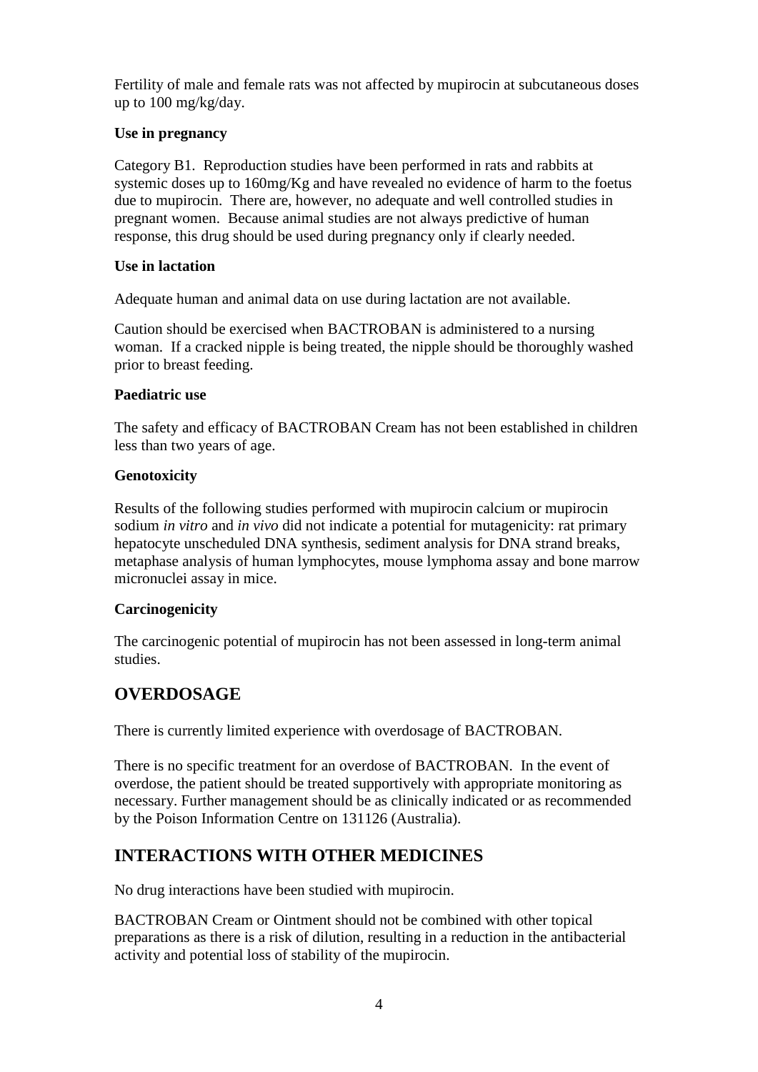Fertility of male and female rats was not affected by mupirocin at subcutaneous doses up to 100 mg/kg/day.

**Use in pregnancy**

Category B1. Reproduction studies have been performed in rats and rabbits at systemic doses up to 160mg/Kg and have revealed no evidence of harm to the foetus due to mupirocin. There are, however, no adequate and well controlled studies in pregnant women. Because animal studies are not always predictive of human response, this drug should be used during pregnancy only if clearly needed.

**Use in lactation**

Adequate human and animal data on use during lactation are not available.

Caution should be exercised when BACTROBAN is administered to a nursing woman. If a cracked nipple is being treated, the nipple should be thoroughly washed prior to breast feeding.

**Paediatric use**

The safety and efficacy of BACTROBAN Cream has not been established in children less than two years of age.

**Genotoxicity**

Results of the following studies performed with mupirocin calcium or mupirocin sodium *in vitro* and *in vivo* did not indicate a potential for mutagenicity: rat primary hepatocyte unscheduled DNA synthesis, sediment analysis for DNA strand breaks, metaphase analysis of human lymphocytes, mouse lymphoma assay and bone marrow micronuclei assay in mice.

**Carcinogenicity**

The carcinogenic potential of mupirocin has not been assessed in long-term animal studies.

## OVERDOSAGE

There is currently limited experience with overdosage of BACTROBAN.

There is no specific treatment for an overdose of BACTROBAN. In the event of overdose, the patient should be treated supportively with appropriate monitoring as necessary. Further management should be as clinically indicated or as recommended by the Poison Information Centre on 131126 (Australia).

## INTERACTIONS WITH OTHER MEDICINES

No drug interactions have been studied with mupirocin.

BACTROBAN Cream or Ointment should not be combined with other topical preparations as there is a risk of dilution, resulting in a reduction in the antibacterial activity and potential loss of stability of the mupirocin.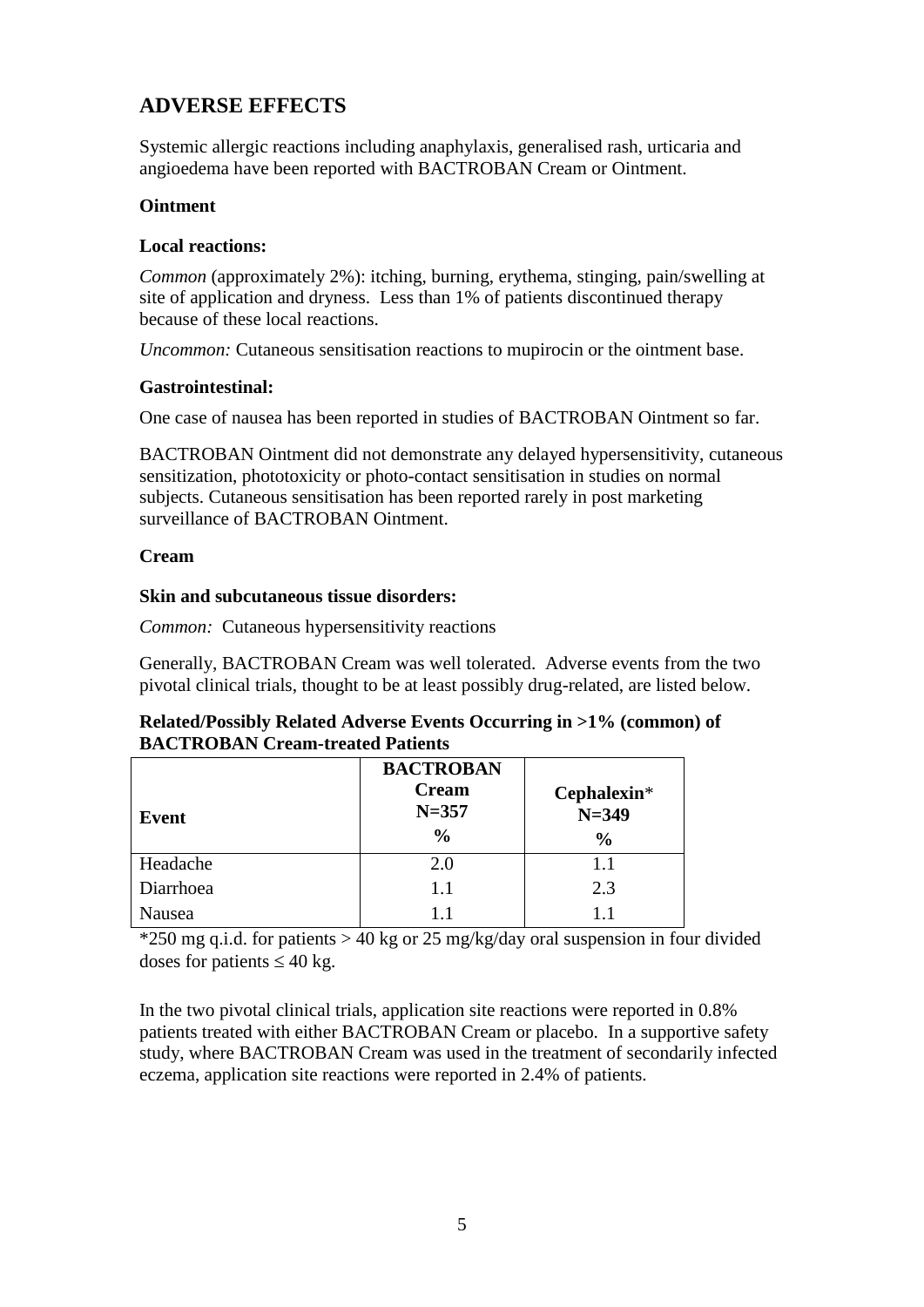## ADVERSE EFFECTS

Systemic allergic reactions including anaphylaxis, generalised rash, urticaria and angioedema have been reported with BACTROBAN Cream or Ointment.

**Ointment**

**Local reactions:**

*Common* (approximately 2%): itching, burning, erythema, stinging, pain/swelling at site of application and dryness. Less than 1% of patients discontinued therapy because of these local reactions.

*Uncommon:* Cutaneous sensitisation reactions to mupirocin or the ointment base.

**Gastrointestinal:**

One case of nausea has been reported in studies of BACTROBAN Ointment so far.

BACTROBAN Ointment did not demonstrate any delayed hypersensitivity, cutaneous sensitization, phototoxicity or photo-contact sensitisation in studies on normal subjects. Cutaneous sensitisation has been reported rarely in post marketing surveillance of BACTROBAN Ointment.

**Cream**

**Skin and subcutaneous tissue disorders:**

*Common:* Cutaneous hypersensitivity reactions

Generally, BACTROBAN Cream was well tolerated. Adverse events from the two pivotal clinical trials, thought to be at least possibly drug-related, are listed below.

**Related/Possibly Related Adverse Events Occurring in >1% (common) of BACTROBAN Cream-treated Patients**

| Event | BACTROBAN Cream N=357 % | Cephalexin* N=349 % |
|---|---|---|
| Headache | 2.0 | 1.1 |
| Diarrhoea | 1.1 | 2.3 |
| Nausea | 1.1 | 1.1 |

*250 mg q.i.d. for patients > 40 kg or 25 mg/kg/day oral suspension in four divided doses for patients ≤ 40 kg.

In the two pivotal clinical trials, application site reactions were reported in 0.8% patients treated with either BACTROBAN Cream or placebo. In a supportive safety study, where BACTROBAN Cream was used in the treatment of secondarily infected eczema, application site reactions were reported in 2.4% of patients.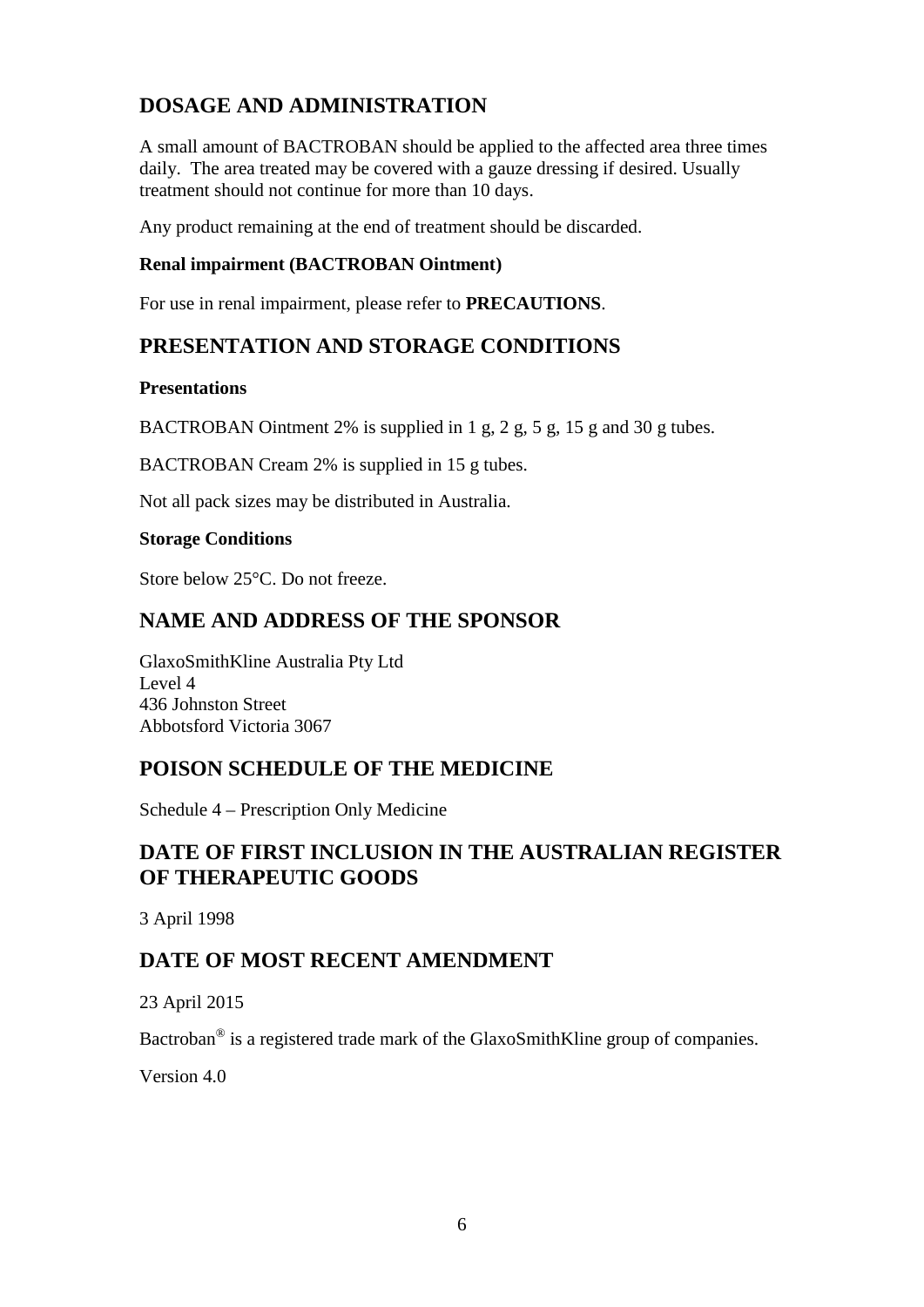## DOSAGE AND ADMINISTRATION

A small amount of BACTROBAN should be applied to the affected area three times daily. The area treated may be covered with a gauze dressing if desired. Usually treatment should not continue for more than 10 days.

Any product remaining at the end of treatment should be discarded.

**Renal impairment (BACTROBAN Ointment)**

For use in renal impairment, please refer to **PRECAUTIONS**.

## PRESENTATION AND STORAGE CONDITIONS

**Presentations**

BACTROBAN Ointment 2% is supplied in 1 g, 2 g, 5 g, 15 g and 30 g tubes.

BACTROBAN Cream 2% is supplied in 15 g tubes.

Not all pack sizes may be distributed in Australia.

**Storage Conditions**

Store below 25°C. Do not freeze.

## NAME AND ADDRESS OF THE SPONSOR

GlaxoSmithKline Australia Pty Ltd
Level 4
436 Johnston Street
Abbotsford Victoria 3067

## POISON SCHEDULE OF THE MEDICINE

Schedule 4 – Prescription Only Medicine

## DATE OF FIRST INCLUSION IN THE AUSTRALIAN REGISTER OF THERAPEUTIC GOODS

3 April 1998

## DATE OF MOST RECENT AMENDMENT

23 April 2015

Bactroban® is a registered trade mark of the GlaxoSmithKline group of companies.

Version 4.0